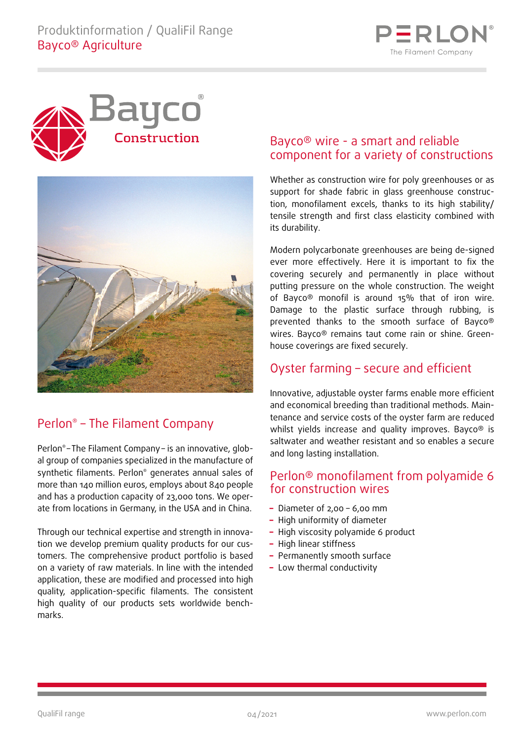Produktinformation / QualiFil Range
Bayco® Agriculture

# Bayco® Construction

## Perlon® – The Filament Company

Perlon®–The Filament Company– is an innovative, global group of companies specialized in the manufacture of synthetic filaments. Perlon® generates annual sales of more than 140 million euros, employs about 840 people and has a production capacity of 23,000 tons. We operate from locations in Germany, in the USA and in China.

Through our technical expertise and strength in innovation we develop premium quality products for our customers. The comprehensive product portfolio is based on a variety of raw materials. In line with the intended application, these are modified and processed into high quality, application-specific filaments. The consistent high quality of our products sets worldwide benchmarks.

## Bayco® wire - a smart and reliable component for a variety of constructions

Whether as construction wire for poly greenhouses or as support for shade fabric in glass greenhouse construction, monofilament excels, thanks to its high stability/ tensile strength and first class elasticity combined with its durability.

Modern polycarbonate greenhouses are being de-signed ever more effectively. Here it is important to fix the covering securely and permanently in place without putting pressure on the whole construction. The weight of Bayco® monofil is around 15% that of iron wire. Damage to the plastic surface through rubbing, is prevented thanks to the smooth surface of Bayco® wires. Bayco® remains taut come rain or shine. Greenhouse coverings are fixed securely.

## Oyster farming – secure and efficient

Innovative, adjustable oyster farms enable more efficient and economical breeding than traditional methods. Maintenance and service costs of the oyster farm are reduced whilst yields increase and quality improves. Bayco® is saltwater and weather resistant and so enables a secure and long lasting installation.

## Perlon® monofilament from polyamide 6 for construction wires

- Diameter of 2,00 – 6,00 mm
- High uniformity of diameter
- High viscosity polyamide 6 product
- High linear stiffness
- Permanently smooth surface
- Low thermal conductivity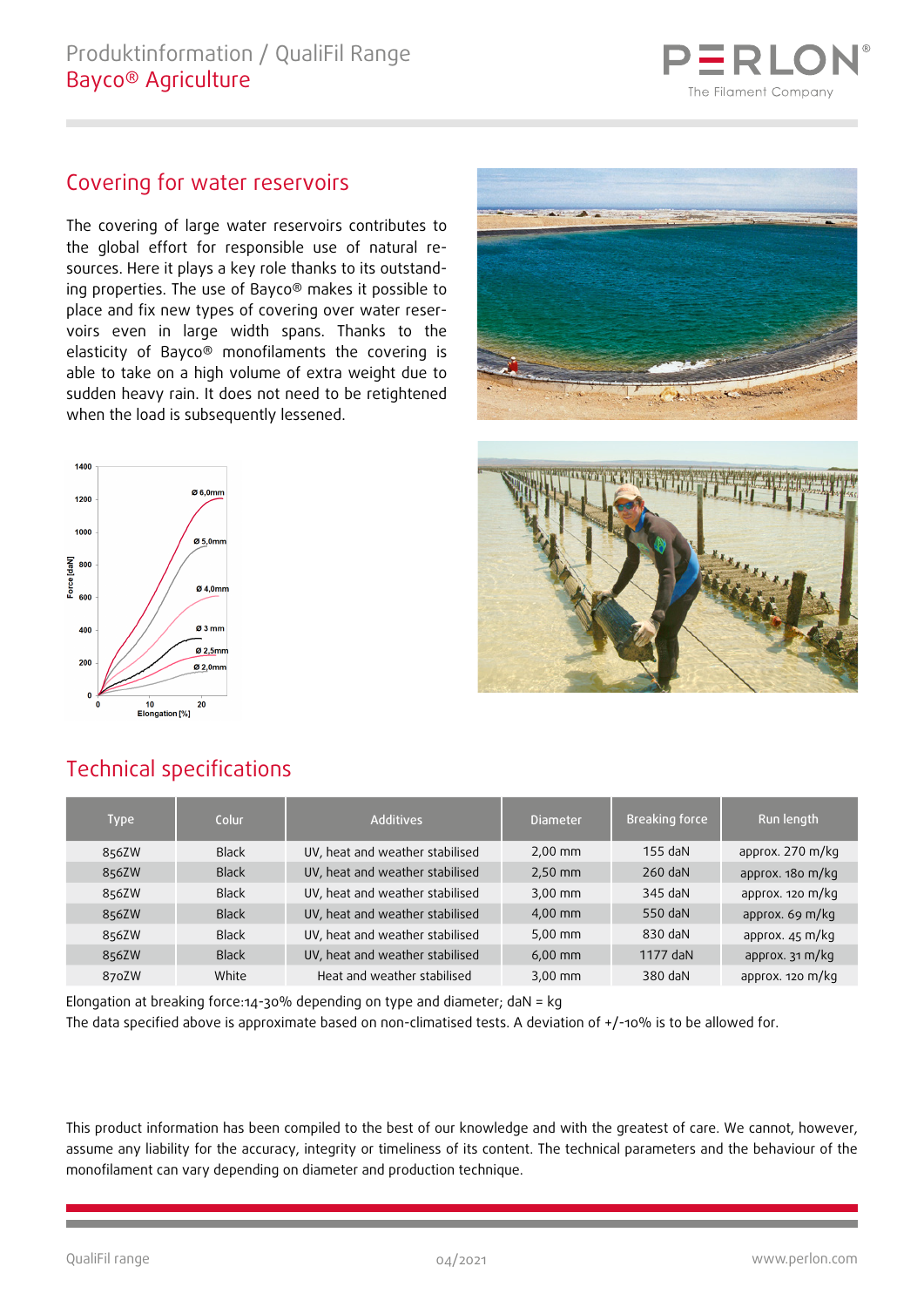# Produktinformation / QualiFil Range
## Bayco® Agriculture

## Covering for water reservoirs

The covering of large water reservoirs contributes to the global effort for responsible use of natural resources. Here it plays a key role thanks to its outstanding properties. The use of Bayco® makes it possible to place and fix new types of covering over water reservoirs even in large width spans. Thanks to the elasticity of Bayco® monofilaments the covering is able to take on a high volume of extra weight due to sudden heavy rain. It does not need to be retightened when the load is subsequently lessened.

Force [daN]
1400
1200
1000
800
600
400
200
0
Ø 6,0mm
Ø 5,0mm
Ø 4,0mm
Ø 3 mm
Ø 2,5mm
Ø 2,0mm
0
10
20
Elongation [%]

## Technical specifications

| Type | Colur | Additives | Diameter | Breaking force | Run length |
|---|---|---|---|---|---|
| 856ZW | Black | UV, heat and weather stabilised | 2,00 mm | 155 daN | approx. 270 m/kg |
| 856ZW | Black | UV, heat and weather stabilised | 2,50 mm | 260 daN | approx. 180 m/kg |
| 856ZW | Black | UV, heat and weather stabilised | 3,00 mm | 345 daN | approx. 120 m/kg |
| 856ZW | Black | UV, heat and weather stabilised | 4,00 mm | 550 daN | approx. 69 m/kg |
| 856ZW | Black | UV, heat and weather stabilised | 5,00 mm | 830 daN | approx. 45 m/kg |
| 856ZW | Black | UV, heat and weather stabilised | 6,00 mm | 1177 daN | approx. 31 m/kg |
| 870ZW | White | Heat and weather stabilised | 3,00 mm | 380 daN | approx. 120 m/kg |

Elongation at breaking force:14-30% depending on type and diameter; daN = kg
The data specified above is approximate based on non-climatised tests. A deviation of +/-10% is to be allowed for.

This product information has been compiled to the best of our knowledge and with the greatest of care. We cannot, however, assume any liability for the accuracy, integrity or timeliness of its content. The technical parameters and the behaviour of the monofilament can vary depending on diameter and production technique.